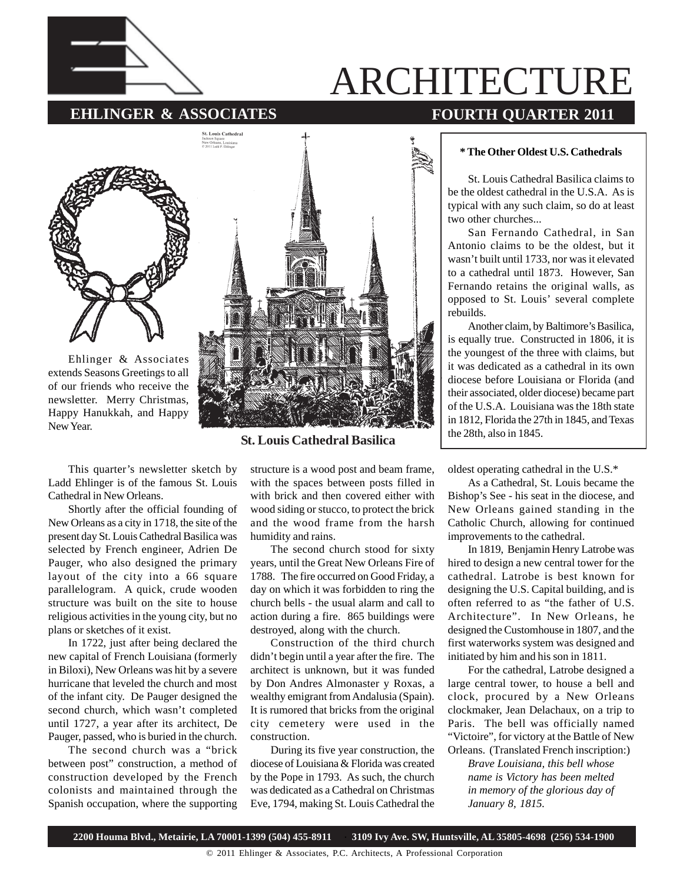# ARCHITECTURE

**EHLINGER & ASSOCIATES** **FOURTH QUARTER 2011**

St. Louis Cathedral
Jackson Square
New Orleans, Louisiana
© 2011 Ladd P. Ehlinger

Ehlinger & Associates extends Seasons Greetings to all of our friends who receive the newsletter. Merry Christmas, Happy Hanukkah, and Happy New Year.

**St. Louis Cathedral Basilica**

### * The Other Oldest U.S. Cathedrals

St. Louis Cathedral Basilica claims to be the oldest cathedral in the U.S.A. As is typical with any such claim, so do at least two other churches...

San Fernando Cathedral, in San Antonio claims to be the oldest, but it wasn't built until 1733, nor was it elevated to a cathedral until 1873. However, San Fernando retains the original walls, as opposed to St. Louis' several complete rebuilds.

Another claim, by Baltimore's Basilica, is equally true. Constructed in 1806, it is the youngest of the three with claims, but it was dedicated as a cathedral in its own diocese before Louisiana or Florida (and their associated, older diocese) became part of the U.S.A. Louisiana was the 18th state in 1812, Florida the 27th in 1845, and Texas the 28th, also in 1845.

This quarter's newsletter sketch by Ladd Ehlinger is of the famous St. Louis Cathedral in New Orleans.

Shortly after the official founding of New Orleans as a city in 1718, the site of the present day St. Louis Cathedral Basilica was selected by French engineer, Adrien De Pauger, who also designed the primary layout of the city into a 66 square parallelogram. A quick, crude wooden structure was built on the site to house religious activities in the young city, but no plans or sketches of it exist.

In 1722, just after being declared the new capital of French Louisiana (formerly in Biloxi), New Orleans was hit by a severe hurricane that leveled the church and most of the infant city. De Pauger designed the second church, which wasn't completed until 1727, a year after its architect, De Pauger, passed, who is buried in the church.

The second church was a "brick between post" construction, a method of construction developed by the French colonists and maintained through the Spanish occupation, where the supporting structure is a wood post and beam frame, with the spaces between posts filled in with brick and then covered either with wood siding or stucco, to protect the brick and the wood frame from the harsh humidity and rains.

The second church stood for sixty years, until the Great New Orleans Fire of 1788. The fire occurred on Good Friday, a day on which it was forbidden to ring the church bells - the usual alarm and call to action during a fire. 865 buildings were destroyed, along with the church.

Construction of the third church didn't begin until a year after the fire. The architect is unknown, but it was funded by Don Andres Almonaster y Roxas, a wealthy emigrant from Andalusia (Spain). It is rumored that bricks from the original city cemetery were used in the construction.

During its five year construction, the diocese of Louisiana & Florida was created by the Pope in 1793. As such, the church was dedicated as a Cathedral on Christmas Eve, 1794, making St. Louis Cathedral the oldest operating cathedral in the U.S.*

As a Cathedral, St. Louis became the Bishop's See - his seat in the diocese, and New Orleans gained standing in the Catholic Church, allowing for continued improvements to the cathedral.

In 1819, Benjamin Henry Latrobe was hired to design a new central tower for the cathedral. Latrobe is best known for designing the U.S. Capital building, and is often referred to as "the father of U.S. Architecture". In New Orleans, he designed the Customhouse in 1807, and the first waterworks system was designed and initiated by him and his son in 1811.

For the cathedral, Latrobe designed a large central tower, to house a bell and clock, procured by a New Orleans clockmaker, Jean Delachaux, on a trip to Paris. The bell was officially named "Victoire", for victory at the Battle of New Orleans. (Translated French inscription:)

*Brave Louisiana, this bell whose name is Victory has been melted in memory of the glorious day of January 8, 1815.*

**2200 Houma Blvd., Metairie, LA 70001-1399 (504) 455-8911 · 3109 Ivy Ave. SW, Huntsville, AL 35805-4698 (256) 534-1900**

© 2011 Ehlinger & Associates, P.C. Architects, A Professional Corporation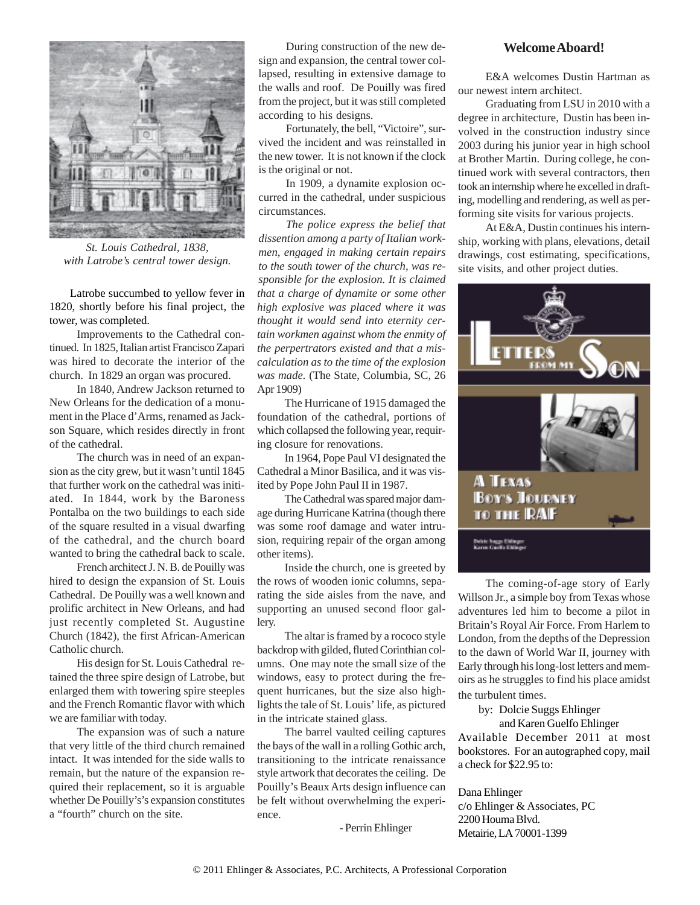*St. Louis Cathedral, 1838, with Latrobe's central tower design.*

Latrobe succumbed to yellow fever in 1820, shortly before his final project, the tower, was completed.

Improvements to the Cathedral continued. In 1825, Italian artist Francisco Zapari was hired to decorate the interior of the church. In 1829 an organ was procured.

In 1840, Andrew Jackson returned to New Orleans for the dedication of a monument in the Place d'Arms, renamed as Jackson Square, which resides directly in front of the cathedral.

The church was in need of an expansion as the city grew, but it wasn't until 1845 that further work on the cathedral was initiated. In 1844, work by the Baroness Pontalba on the two buildings to each side of the square resulted in a visual dwarfing of the cathedral, and the church board wanted to bring the cathedral back to scale.

French architect J. N. B. de Pouilly was hired to design the expansion of St. Louis Cathedral. De Pouilly was a well known and prolific architect in New Orleans, and had just recently completed St. Augustine Church (1842), the first African-American Catholic church.

His design for St. Louis Cathedral retained the three spire design of Latrobe, but enlarged them with towering spire steeples and the French Romantic flavor with which we are familiar with today.

The expansion was of such a nature that very little of the third church remained intact. It was intended for the side walls to remain, but the nature of the expansion required their replacement, so it is arguable whether De Pouilly's's expansion constitutes a "fourth" church on the site.

During construction of the new design and expansion, the central tower collapsed, resulting in extensive damage to the walls and roof. De Pouilly was fired from the project, but it was still completed according to his designs.

Fortunately, the bell, "Victoire", survived the incident and was reinstalled in the new tower. It is not known if the clock is the original or not.

In 1909, a dynamite explosion occurred in the cathedral, under suspicious circumstances.

*The police express the belief that dissention among a party of Italian workmen, engaged in making certain repairs to the south tower of the church, was responsible for the explosion. It is claimed that a charge of dynamite or some other high explosive was placed where it was thought it would send into eternity certain workmen against whom the enmity of the perpertrators existed and that a miscalculation as to the time of the explosion was made.* (The State, Columbia, SC, 26 Apr 1909)

The Hurricane of 1915 damaged the foundation of the cathedral, portions of which collapsed the following year, requiring closure for renovations.

In 1964, Pope Paul VI designated the Cathedral a Minor Basilica, and it was visited by Pope John Paul II in 1987.

The Cathedral was spared major damage during Hurricane Katrina (though there was some roof damage and water intrusion, requiring repair of the organ among other items).

Inside the church, one is greeted by the rows of wooden ionic columns, separating the side aisles from the nave, and supporting an unused second floor gallery.

The altar is framed by a rococo style backdrop with gilded, fluted Corinthian columns. One may note the small size of the windows, easy to protect during the frequent hurricanes, but the size also highlights the tale of St. Louis' life, as pictured in the intricate stained glass.

The barrel vaulted ceiling captures the bays of the wall in a rolling Gothic arch, transitioning to the intricate renaissance style artwork that decorates the ceiling. De Pouilly's Beaux Arts design influence can be felt without overwhelming the experience.

- Perrin Ehlinger

## Welcome Aboard!

E&A welcomes Dustin Hartman as our newest intern architect.

Graduating from LSU in 2010 with a degree in architecture, Dustin has been involved in the construction industry since 2003 during his junior year in high school at Brother Martin. During college, he continued work with several contractors, then took an internship where he excelled in drafting, modelling and rendering, as well as performing site visits for various projects.

At E&A, Dustin continues his internship, working with plans, elevations, detail drawings, cost estimating, specifications, site visits, and other project duties.

LETTERS FROM MY SON

A TEXAS BOY'S JOURNEY TO THE RAF

Dolcie Suggs Ehlinger
Karen Guelfo Ehlinger

The coming-of-age story of Early Willson Jr., a simple boy from Texas whose adventures led him to become a pilot in Britain's Royal Air Force. From Harlem to London, from the depths of the Depression to the dawn of World War II, journey with Early through his long-lost letters and memoirs as he struggles to find his place amidst the turbulent times.

by: Dolcie Suggs Ehlinger
and Karen Guelfo Ehlinger

Available December 2011 at most bookstores. For an autographed copy, mail a check for $22.95 to:

Dana Ehlinger
c/o Ehlinger & Associates, PC
2200 Houma Blvd.
Metairie, LA 70001-1399

© 2011 Ehlinger & Associates, P.C. Architects, A Professional Corporation